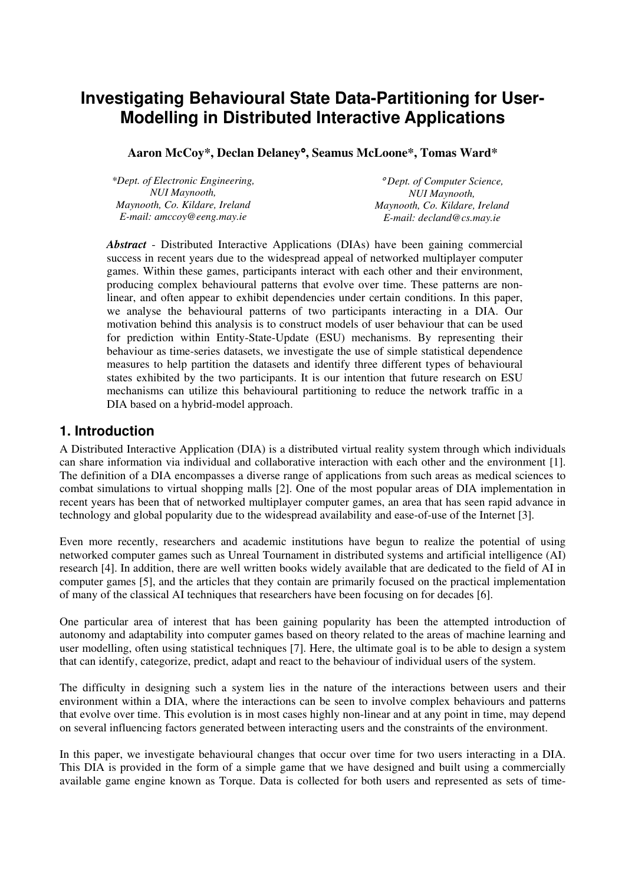# Investigating Behavioural State Data-Partitioning for User-Modelling in Distributed Interactive Applications

**Aaron McCoy\*, Declan Delaney°, Seamus McLoone\*, Tomas Ward\***

*\*Dept. of Electronic Engineering,*
*NUI Maynooth,*
*Maynooth, Co. Kildare, Ireland*
*E-mail: amccoy@eeng.may.ie*

*° Dept. of Computer Science,*
*NUI Maynooth,*
*Maynooth, Co. Kildare, Ireland*
*E-mail: decland@cs.may.ie*

***Abstract*** - Distributed Interactive Applications (DIAs) have been gaining commercial success in recent years due to the widespread appeal of networked multiplayer computer games. Within these games, participants interact with each other and their environment, producing complex behavioural patterns that evolve over time. These patterns are non-linear, and often appear to exhibit dependencies under certain conditions. In this paper, we analyse the behavioural patterns of two participants interacting in a DIA. Our motivation behind this analysis is to construct models of user behaviour that can be used for prediction within Entity-State-Update (ESU) mechanisms. By representing their behaviour as time-series datasets, we investigate the use of simple statistical dependence measures to help partition the datasets and identify three different types of behavioural states exhibited by the two participants. It is our intention that future research on ESU mechanisms can utilize this behavioural partitioning to reduce the network traffic in a DIA based on a hybrid-model approach.

## 1. Introduction

A Distributed Interactive Application (DIA) is a distributed virtual reality system through which individuals can share information via individual and collaborative interaction with each other and the environment [1]. The definition of a DIA encompasses a diverse range of applications from such areas as medical sciences to combat simulations to virtual shopping malls [2]. One of the most popular areas of DIA implementation in recent years has been that of networked multiplayer computer games, an area that has seen rapid advance in technology and global popularity due to the widespread availability and ease-of-use of the Internet [3].

Even more recently, researchers and academic institutions have begun to realize the potential of using networked computer games such as Unreal Tournament in distributed systems and artificial intelligence (AI) research [4]. In addition, there are well written books widely available that are dedicated to the field of AI in computer games [5], and the articles that they contain are primarily focused on the practical implementation of many of the classical AI techniques that researchers have been focusing on for decades [6].

One particular area of interest that has been gaining popularity has been the attempted introduction of autonomy and adaptability into computer games based on theory related to the areas of machine learning and user modelling, often using statistical techniques [7]. Here, the ultimate goal is to be able to design a system that can identify, categorize, predict, adapt and react to the behaviour of individual users of the system.

The difficulty in designing such a system lies in the nature of the interactions between users and their environment within a DIA, where the interactions can be seen to involve complex behaviours and patterns that evolve over time. This evolution is in most cases highly non-linear and at any point in time, may depend on several influencing factors generated between interacting users and the constraints of the environment.

In this paper, we investigate behavioural changes that occur over time for two users interacting in a DIA. This DIA is provided in the form of a simple game that we have designed and built using a commercially available game engine known as Torque. Data is collected for both users and represented as sets of time-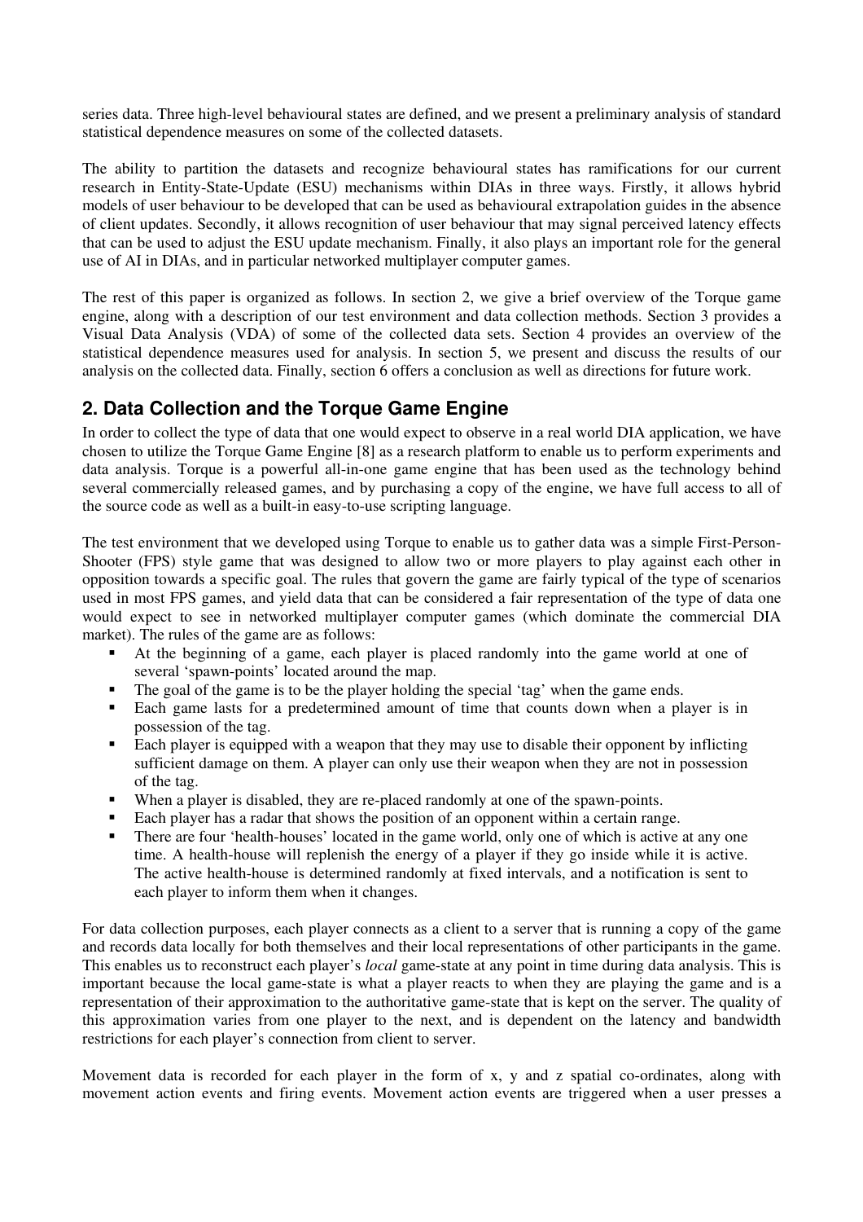series data. Three high-level behavioural states are defined, and we present a preliminary analysis of standard statistical dependence measures on some of the collected datasets.

The ability to partition the datasets and recognize behavioural states has ramifications for our current research in Entity-State-Update (ESU) mechanisms within DIAs in three ways. Firstly, it allows hybrid models of user behaviour to be developed that can be used as behavioural extrapolation guides in the absence of client updates. Secondly, it allows recognition of user behaviour that may signal perceived latency effects that can be used to adjust the ESU update mechanism. Finally, it also plays an important role for the general use of AI in DIAs, and in particular networked multiplayer computer games.

The rest of this paper is organized as follows. In section 2, we give a brief overview of the Torque game engine, along with a description of our test environment and data collection methods. Section 3 provides a Visual Data Analysis (VDA) of some of the collected data sets. Section 4 provides an overview of the statistical dependence measures used for analysis. In section 5, we present and discuss the results of our analysis on the collected data. Finally, section 6 offers a conclusion as well as directions for future work.

## 2. Data Collection and the Torque Game Engine

In order to collect the type of data that one would expect to observe in a real world DIA application, we have chosen to utilize the Torque Game Engine [8] as a research platform to enable us to perform experiments and data analysis. Torque is a powerful all-in-one game engine that has been used as the technology behind several commercially released games, and by purchasing a copy of the engine, we have full access to all of the source code as well as a built-in easy-to-use scripting language.

The test environment that we developed using Torque to enable us to gather data was a simple First-Person-Shooter (FPS) style game that was designed to allow two or more players to play against each other in opposition towards a specific goal. The rules that govern the game are fairly typical of the type of scenarios used in most FPS games, and yield data that can be considered a fair representation of the type of data one would expect to see in networked multiplayer computer games (which dominate the commercial DIA market). The rules of the game are as follows:

- At the beginning of a game, each player is placed randomly into the game world at one of several 'spawn-points' located around the map.
- The goal of the game is to be the player holding the special 'tag' when the game ends.
- Each game lasts for a predetermined amount of time that counts down when a player is in possession of the tag.
- Each player is equipped with a weapon that they may use to disable their opponent by inflicting sufficient damage on them. A player can only use their weapon when they are not in possession of the tag.
- When a player is disabled, they are re-placed randomly at one of the spawn-points.
- Each player has a radar that shows the position of an opponent within a certain range.
- There are four 'health-houses' located in the game world, only one of which is active at any one time. A health-house will replenish the energy of a player if they go inside while it is active. The active health-house is determined randomly at fixed intervals, and a notification is sent to each player to inform them when it changes.

For data collection purposes, each player connects as a client to a server that is running a copy of the game and records data locally for both themselves and their local representations of other participants in the game. This enables us to reconstruct each player's *local* game-state at any point in time during data analysis. This is important because the local game-state is what a player reacts to when they are playing the game and is a representation of their approximation to the authoritative game-state that is kept on the server. The quality of this approximation varies from one player to the next, and is dependent on the latency and bandwidth restrictions for each player's connection from client to server.

Movement data is recorded for each player in the form of x, y and z spatial co-ordinates, along with movement action events and firing events. Movement action events are triggered when a user presses a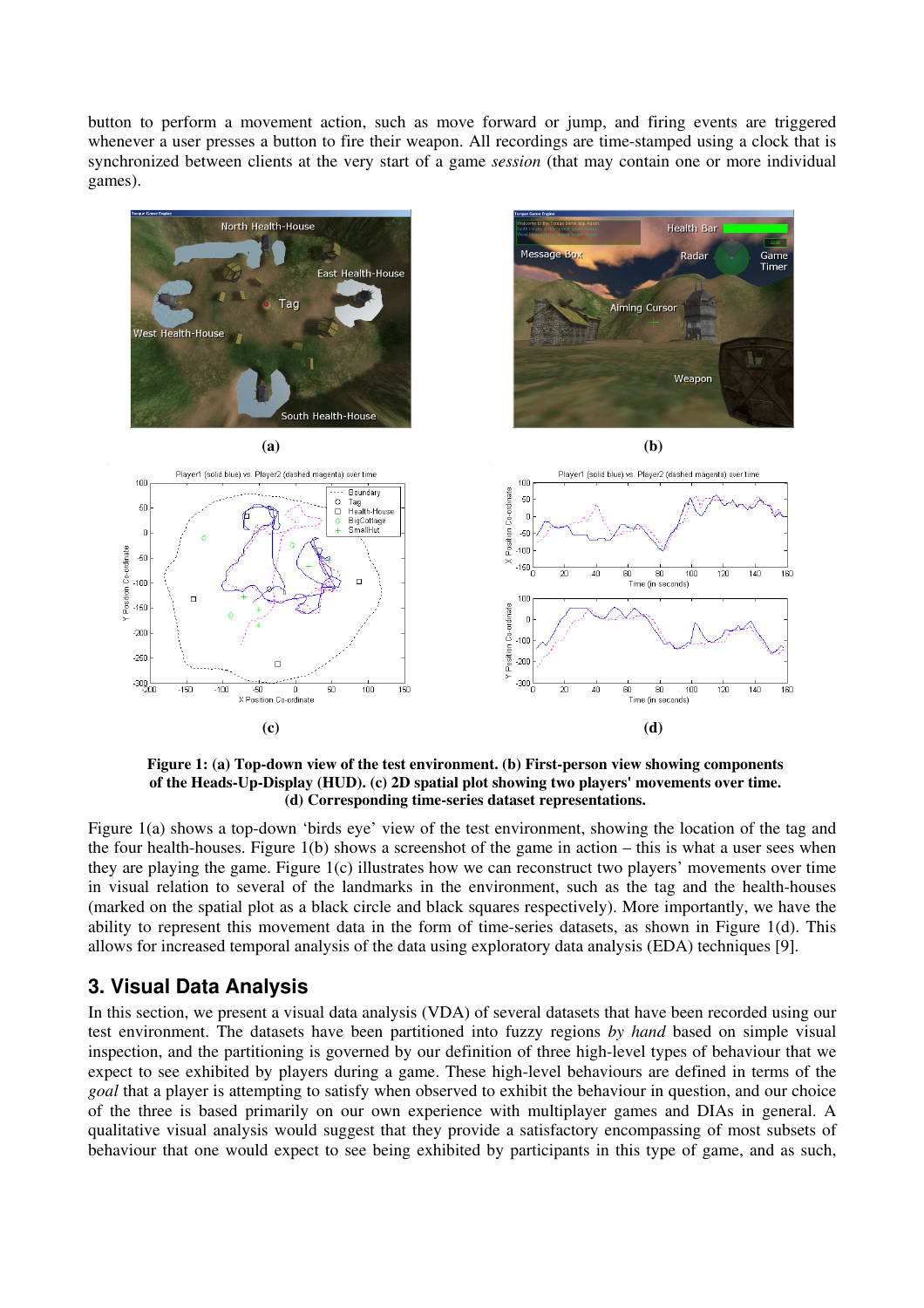button to perform a movement action, such as move forward or jump, and firing events are triggered whenever a user presses a button to fire their weapon. All recordings are time-stamped using a clock that is synchronized between clients at the very start of a game *session* (that may contain one or more individual games).

**Figure 1: (a) Top-down view of the test environment. (b) First-person view showing components of the Heads-Up-Display (HUD). (c) 2D spatial plot showing two players' movements over time. (d) Corresponding time-series dataset representations.**

Figure 1(a) shows a top-down 'birds eye' view of the test environment, showing the location of the tag and the four health-houses. Figure 1(b) shows a screenshot of the game in action – this is what a user sees when they are playing the game. Figure 1(c) illustrates how we can reconstruct two players' movements over time in visual relation to several of the landmarks in the environment, such as the tag and the health-houses (marked on the spatial plot as a black circle and black squares respectively). More importantly, we have the ability to represent this movement data in the form of time-series datasets, as shown in Figure 1(d). This allows for increased temporal analysis of the data using exploratory data analysis (EDA) techniques [9].

## 3. Visual Data Analysis

In this section, we present a visual data analysis (VDA) of several datasets that have been recorded using our test environment. The datasets have been partitioned into fuzzy regions *by hand* based on simple visual inspection, and the partitioning is governed by our definition of three high-level types of behaviour that we expect to see exhibited by players during a game. These high-level behaviours are defined in terms of the *goal* that a player is attempting to satisfy when observed to exhibit the behaviour in question, and our choice of the three is based primarily on our own experience with multiplayer games and DIAs in general. A qualitative visual analysis would suggest that they provide a satisfactory encompassing of most subsets of behaviour that one would expect to see being exhibited by participants in this type of game, and as such,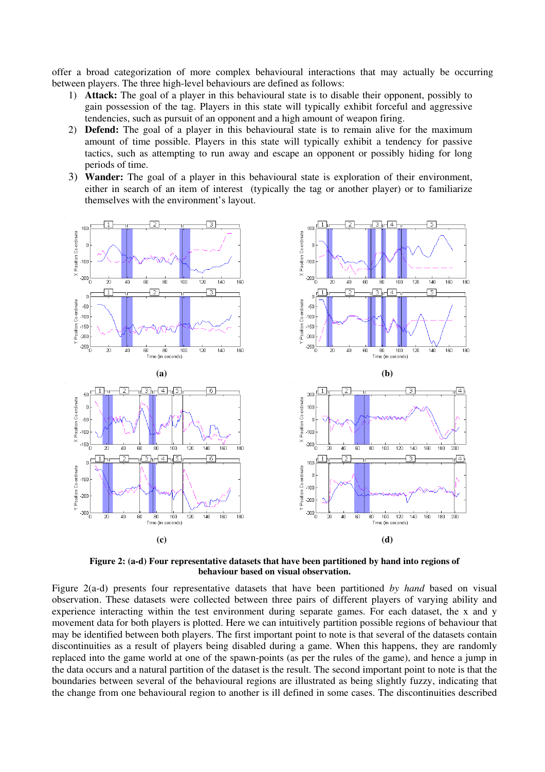offer a broad categorization of more complex behavioural interactions that may actually be occurring between players. The three high-level behaviours are defined as follows:

1) **Attack:** The goal of a player in this behavioural state is to disable their opponent, possibly to gain possession of the tag. Players in this state will typically exhibit forceful and aggressive tendencies, such as pursuit of an opponent and a high amount of weapon firing.
2) **Defend:** The goal of a player in this behavioural state is to remain alive for the maximum amount of time possible. Players in this state will typically exhibit a tendency for passive tactics, such as attempting to run away and escape an opponent or possibly hiding for long periods of time.
3) **Wander:** The goal of a player in this behavioural state is exploration of their environment, either in search of an item of interest (typically the tag or another player) or to familiarize themselves with the environment's layout.

**Figure 2: (a-d) Four representative datasets that have been partitioned by hand into regions of behaviour based on visual observation.**

Figure 2(a-d) presents four representative datasets that have been partitioned *by hand* based on visual observation. These datasets were collected between three pairs of different players of varying ability and experience interacting within the test environment during separate games. For each dataset, the x and y movement data for both players is plotted. Here we can intuitively partition possible regions of behaviour that may be identified between both players. The first important point to note is that several of the datasets contain discontinuities as a result of players being disabled during a game. When this happens, they are randomly replaced into the game world at one of the spawn-points (as per the rules of the game), and hence a jump in the data occurs and a natural partition of the dataset is the result. The second important point to note is that the boundaries between several of the behavioural regions are illustrated as being slightly fuzzy, indicating that the change from one behavioural region to another is ill defined in some cases. The discontinuities described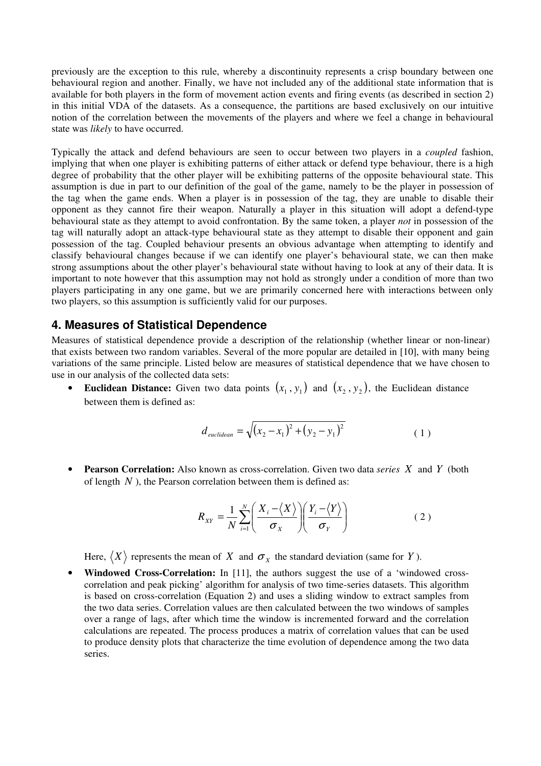previously are the exception to this rule, whereby a discontinuity represents a crisp boundary between one behavioural region and another. Finally, we have not included any of the additional state information that is available for both players in the form of movement action events and firing events (as described in section 2) in this initial VDA of the datasets. As a consequence, the partitions are based exclusively on our intuitive notion of the correlation between the movements of the players and where we feel a change in behavioural state was *likely* to have occurred.

Typically the attack and defend behaviours are seen to occur between two players in a *coupled* fashion, implying that when one player is exhibiting patterns of either attack or defend type behaviour, there is a high degree of probability that the other player will be exhibiting patterns of the opposite behavioural state. This assumption is due in part to our definition of the goal of the game, namely to be the player in possession of the tag when the game ends. When a player is in possession of the tag, they are unable to disable their opponent as they cannot fire their weapon. Naturally a player in this situation will adopt a defend-type behavioural state as they attempt to avoid confrontation. By the same token, a player *not* in possession of the tag will naturally adopt an attack-type behavioural state as they attempt to disable their opponent and gain possession of the tag. Coupled behaviour presents an obvious advantage when attempting to identify and classify behavioural changes because if we can identify one player's behavioural state, we can then make strong assumptions about the other player's behavioural state without having to look at any of their data. It is important to note however that this assumption may not hold as strongly under a condition of more than two players participating in any one game, but we are primarily concerned here with interactions between only two players, so this assumption is sufficiently valid for our purposes.

## 4. Measures of Statistical Dependence

Measures of statistical dependence provide a description of the relationship (whether linear or non-linear) that exists between two random variables. Several of the more popular are detailed in [10], with many being variations of the same principle. Listed below are measures of statistical dependence that we have chosen to use in our analysis of the collected data sets:

- **Euclidean Distance:** Given two data points $(x_1, y_1)$ and $(x_2, y_2)$, the Euclidean distance between them is defined as:

$$d_{euclidean} = \sqrt{(x_2 - x_1)^2 + (y_2 - y_1)^2} \qquad (1)$$

- **Pearson Correlation:** Also known as cross-correlation. Given two data *series* $X$ and $Y$ (both of length $N$), the Pearson correlation between them is defined as:

$$R_{XY} = \frac{1}{N}\sum_{i=1}^{N}\left(\frac{X_i - \langle X \rangle}{\sigma_X}\right)\left(\frac{Y_i - \langle Y \rangle}{\sigma_Y}\right) \qquad (2)$$

  Here, $\langle X \rangle$ represents the mean of $X$ and $\sigma_X$ the standard deviation (same for $Y$).

- **Windowed Cross-Correlation:** In [11], the authors suggest the use of a 'windowed cross-correlation and peak picking' algorithm for analysis of two time-series datasets. This algorithm is based on cross-correlation (Equation 2) and uses a sliding window to extract samples from the two data series. Correlation values are then calculated between the two windows of samples over a range of lags, after which time the window is incremented forward and the correlation calculations are repeated. The process produces a matrix of correlation values that can be used to produce density plots that characterize the time evolution of dependence among the two data series.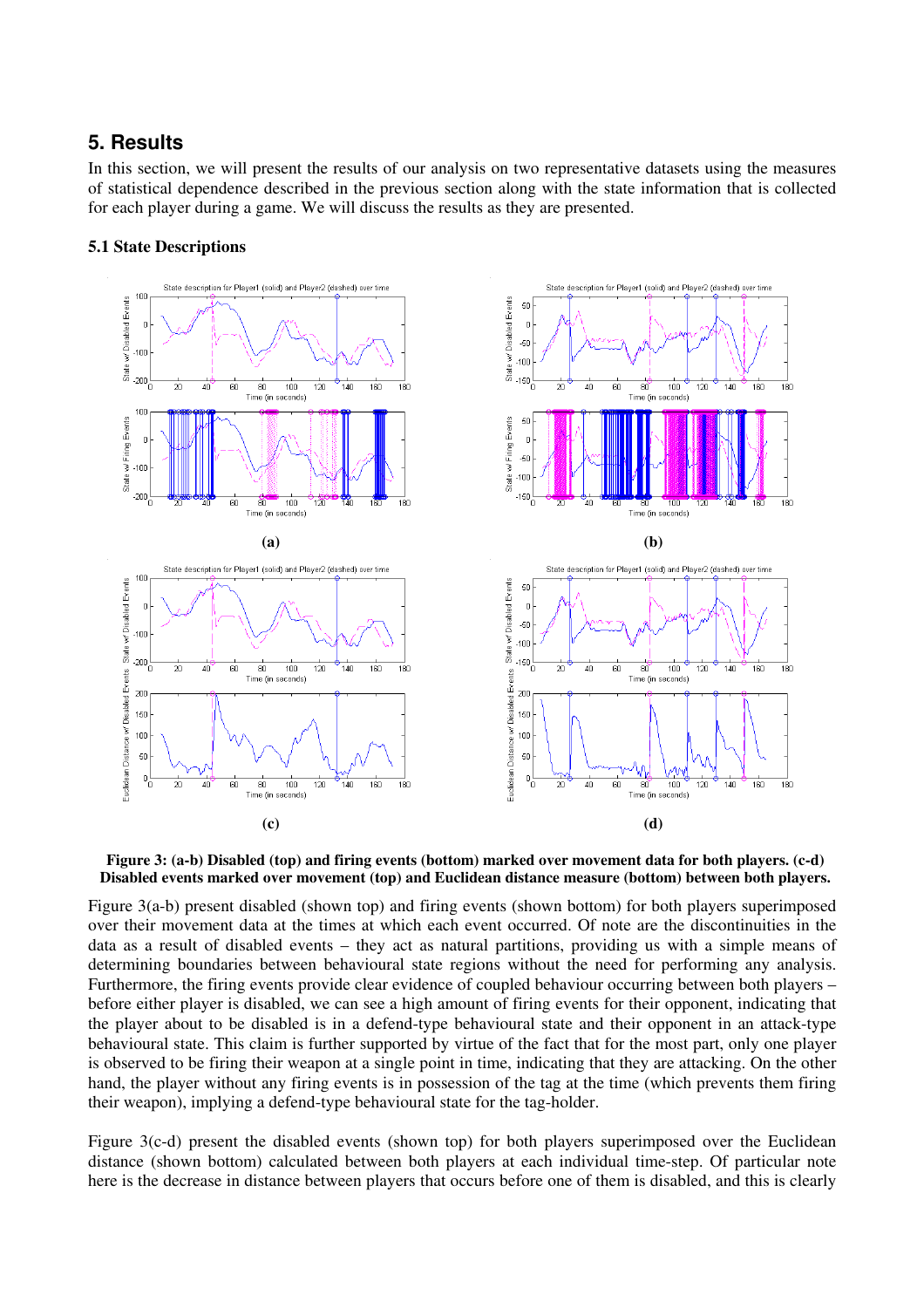## 5. Results

In this section, we will present the results of our analysis on two representative datasets using the measures of statistical dependence described in the previous section along with the state information that is collected for each player during a game. We will discuss the results as they are presented.

### 5.1 State Descriptions

**Figure 3: (a-b) Disabled (top) and firing events (bottom) marked over movement data for both players. (c-d) Disabled events marked over movement (top) and Euclidean distance measure (bottom) between both players.**

Figure 3(a-b) present disabled (shown top) and firing events (shown bottom) for both players superimposed over their movement data at the times at which each event occurred. Of note are the discontinuities in the data as a result of disabled events – they act as natural partitions, providing us with a simple means of determining boundaries between behavioural state regions without the need for performing any analysis. Furthermore, the firing events provide clear evidence of coupled behaviour occurring between both players – before either player is disabled, we can see a high amount of firing events for their opponent, indicating that the player about to be disabled is in a defend-type behavioural state and their opponent in an attack-type behavioural state. This claim is further supported by virtue of the fact that for the most part, only one player is observed to be firing their weapon at a single point in time, indicating that they are attacking. On the other hand, the player without any firing events is in possession of the tag at the time (which prevents them firing their weapon), implying a defend-type behavioural state for the tag-holder.

Figure 3(c-d) present the disabled events (shown top) for both players superimposed over the Euclidean distance (shown bottom) calculated between both players at each individual time-step. Of particular note here is the decrease in distance between players that occurs before one of them is disabled, and this is clearly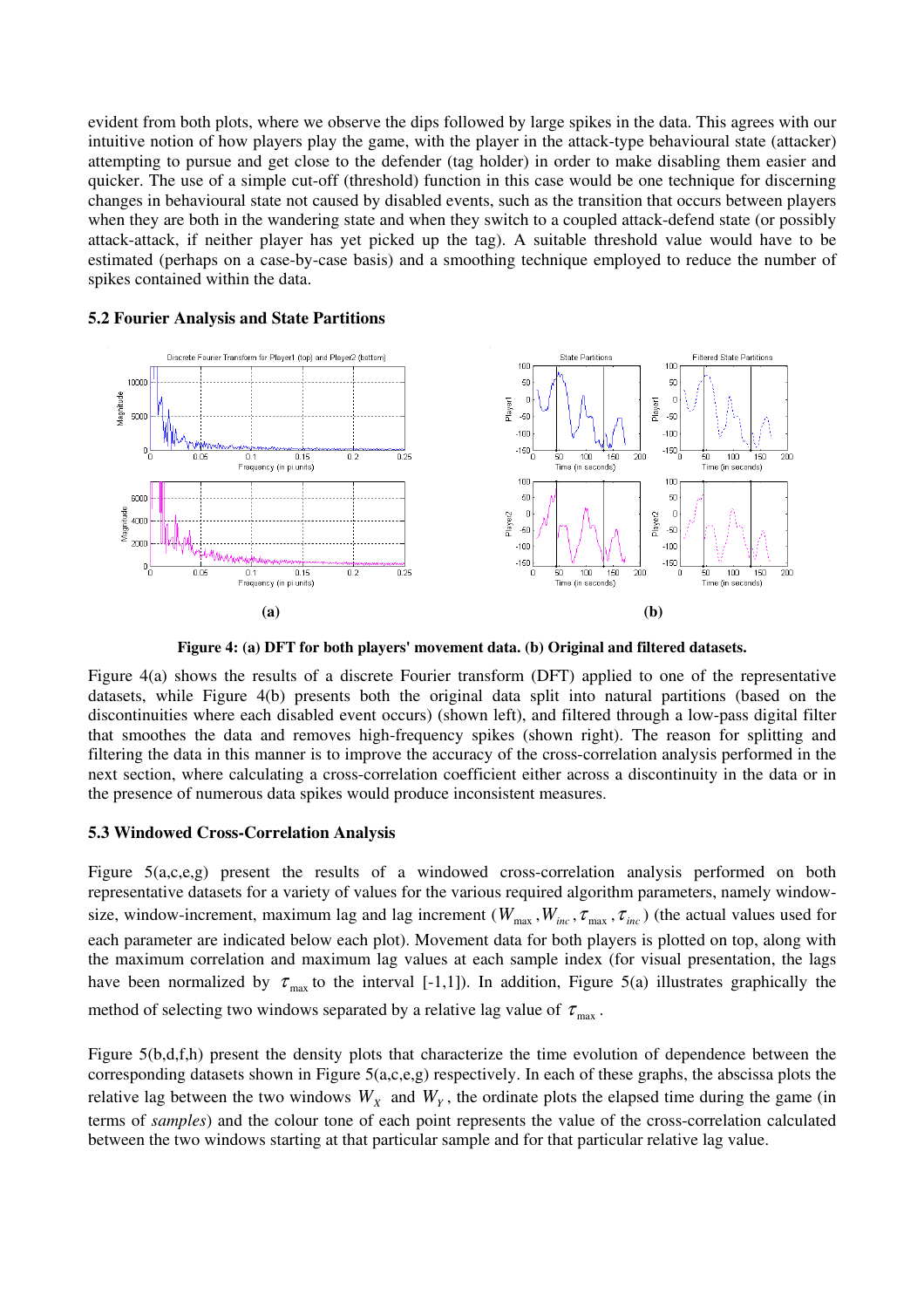evident from both plots, where we observe the dips followed by large spikes in the data. This agrees with our intuitive notion of how players play the game, with the player in the attack-type behavioural state (attacker) attempting to pursue and get close to the defender (tag holder) in order to make disabling them easier and quicker. The use of a simple cut-off (threshold) function in this case would be one technique for discerning changes in behavioural state not caused by disabled events, such as the transition that occurs between players when they are both in the wandering state and when they switch to a coupled attack-defend state (or possibly attack-attack, if neither player has yet picked up the tag). A suitable threshold value would have to be estimated (perhaps on a case-by-case basis) and a smoothing technique employed to reduce the number of spikes contained within the data.

### 5.2 Fourier Analysis and State Partitions

**Figure 4: (a) DFT for both players' movement data. (b) Original and filtered datasets.**

Figure 4(a) shows the results of a discrete Fourier transform (DFT) applied to one of the representative datasets, while Figure 4(b) presents both the original data split into natural partitions (based on the discontinuities where each disabled event occurs) (shown left), and filtered through a low-pass digital filter that smoothes the data and removes high-frequency spikes (shown right). The reason for splitting and filtering the data in this manner is to improve the accuracy of the cross-correlation analysis performed in the next section, where calculating a cross-correlation coefficient either across a discontinuity in the data or in the presence of numerous data spikes would produce inconsistent measures.

### 5.3 Windowed Cross-Correlation Analysis

Figure 5(a,c,e,g) present the results of a windowed cross-correlation analysis performed on both representative datasets for a variety of values for the various required algorithm parameters, namely window-size, window-increment, maximum lag and lag increment ($W_{max}, W_{inc}, \tau_{max}, \tau_{inc}$) (the actual values used for each parameter are indicated below each plot). Movement data for both players is plotted on top, along with the maximum correlation and maximum lag values at each sample index (for visual presentation, the lags have been normalized by $\tau_{max}$ to the interval [-1,1]). In addition, Figure 5(a) illustrates graphically the method of selecting two windows separated by a relative lag value of $\tau_{max}$.

Figure 5(b,d,f,h) present the density plots that characterize the time evolution of dependence between the corresponding datasets shown in Figure 5(a,c,e,g) respectively. In each of these graphs, the abscissa plots the relative lag between the two windows $W_X$ and $W_Y$, the ordinate plots the elapsed time during the game (in terms of *samples*) and the colour tone of each point represents the value of the cross-correlation calculated between the two windows starting at that particular sample and for that particular relative lag value.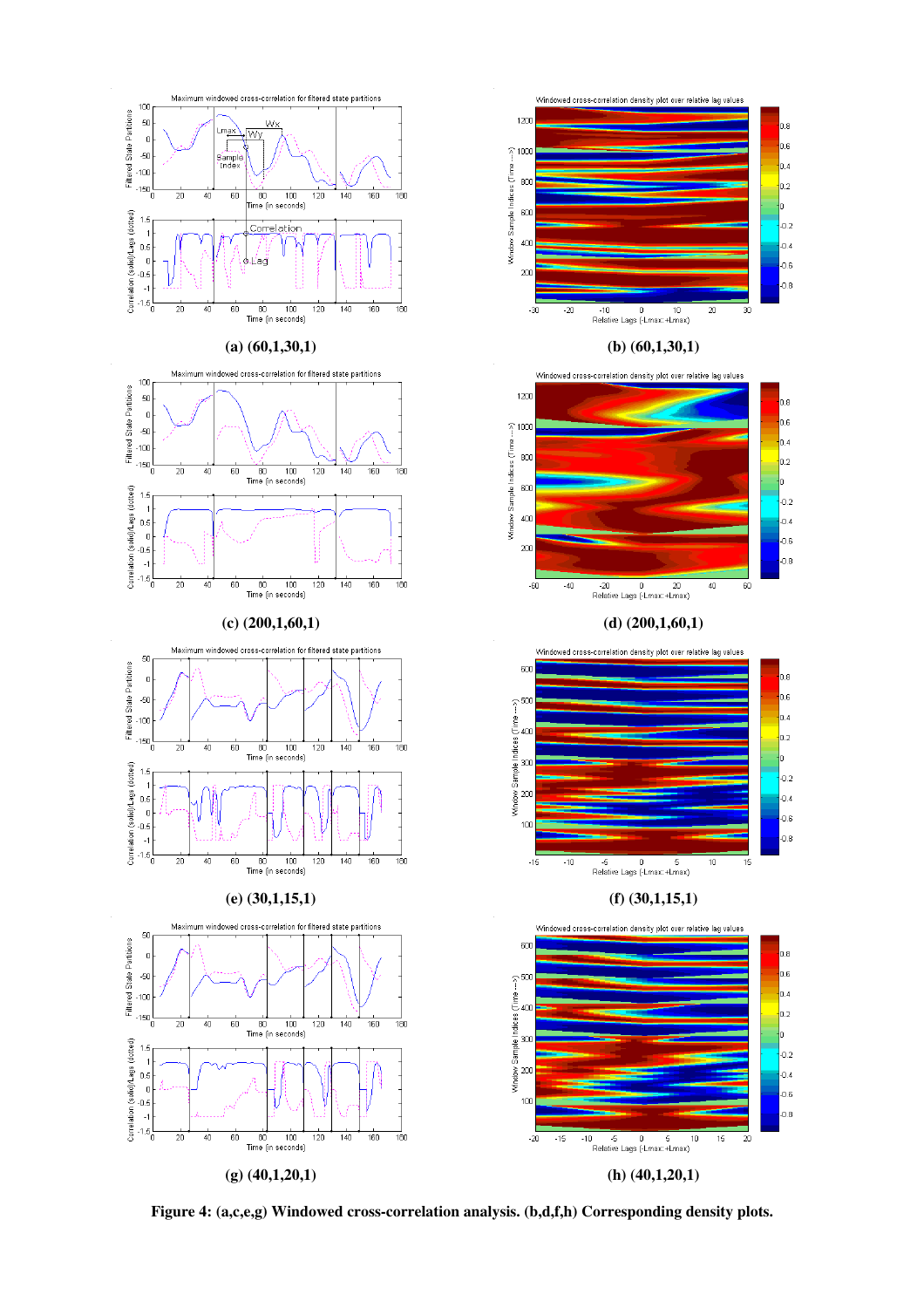(a) (60,1,30,1)

(b) (60,1,30,1)

(c) (200,1,60,1)

(d) (200,1,60,1)

(e) (30,1,15,1)

(f) (30,1,15,1)

(g) (40,1,20,1)

(h) (40,1,20,1)

**Figure 4: (a,c,e,g) Windowed cross-correlation analysis. (b,d,f,h) Corresponding density plots.**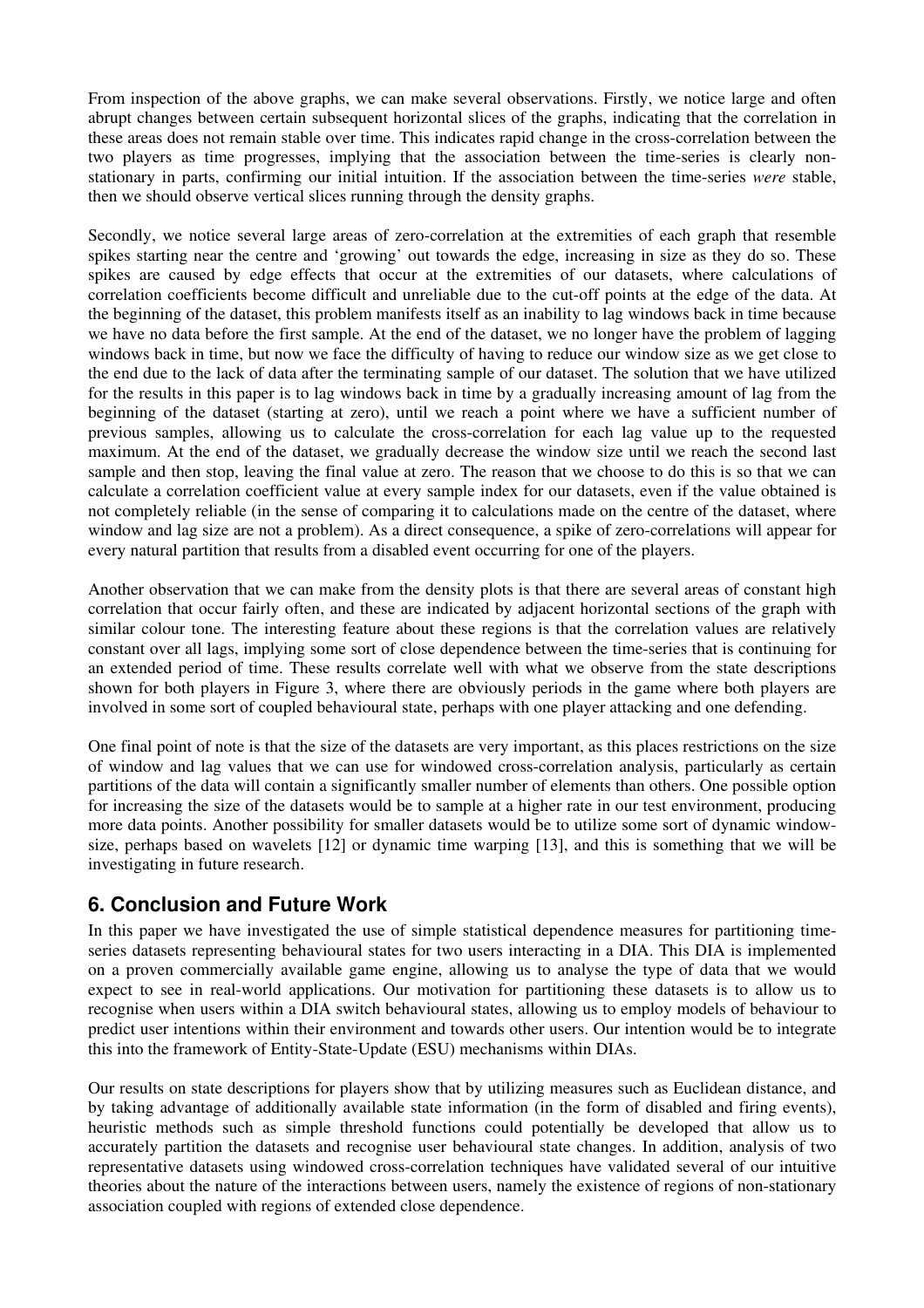From inspection of the above graphs, we can make several observations. Firstly, we notice large and often abrupt changes between certain subsequent horizontal slices of the graphs, indicating that the correlation in these areas does not remain stable over time. This indicates rapid change in the cross-correlation between the two players as time progresses, implying that the association between the time-series is clearly non-stationary in parts, confirming our initial intuition. If the association between the time-series *were* stable, then we should observe vertical slices running through the density graphs.

Secondly, we notice several large areas of zero-correlation at the extremities of each graph that resemble spikes starting near the centre and 'growing' out towards the edge, increasing in size as they do so. These spikes are caused by edge effects that occur at the extremities of our datasets, where calculations of correlation coefficients become difficult and unreliable due to the cut-off points at the edge of the data. At the beginning of the dataset, this problem manifests itself as an inability to lag windows back in time because we have no data before the first sample. At the end of the dataset, we no longer have the problem of lagging windows back in time, but now we face the difficulty of having to reduce our window size as we get close to the end due to the lack of data after the terminating sample of our dataset. The solution that we have utilized for the results in this paper is to lag windows back in time by a gradually increasing amount of lag from the beginning of the dataset (starting at zero), until we reach a point where we have a sufficient number of previous samples, allowing us to calculate the cross-correlation for each lag value up to the requested maximum. At the end of the dataset, we gradually decrease the window size until we reach the second last sample and then stop, leaving the final value at zero. The reason that we choose to do this is so that we can calculate a correlation coefficient value at every sample index for our datasets, even if the value obtained is not completely reliable (in the sense of comparing it to calculations made on the centre of the dataset, where window and lag size are not a problem). As a direct consequence, a spike of zero-correlations will appear for every natural partition that results from a disabled event occurring for one of the players.

Another observation that we can make from the density plots is that there are several areas of constant high correlation that occur fairly often, and these are indicated by adjacent horizontal sections of the graph with similar colour tone. The interesting feature about these regions is that the correlation values are relatively constant over all lags, implying some sort of close dependence between the time-series that is continuing for an extended period of time. These results correlate well with what we observe from the state descriptions shown for both players in Figure 3, where there are obviously periods in the game where both players are involved in some sort of coupled behavioural state, perhaps with one player attacking and one defending.

One final point of note is that the size of the datasets are very important, as this places restrictions on the size of window and lag values that we can use for windowed cross-correlation analysis, particularly as certain partitions of the data will contain a significantly smaller number of elements than others. One possible option for increasing the size of the datasets would be to sample at a higher rate in our test environment, producing more data points. Another possibility for smaller datasets would be to utilize some sort of dynamic window-size, perhaps based on wavelets [12] or dynamic time warping [13], and this is something that we will be investigating in future research.

## 6. Conclusion and Future Work

In this paper we have investigated the use of simple statistical dependence measures for partitioning time-series datasets representing behavioural states for two users interacting in a DIA. This DIA is implemented on a proven commercially available game engine, allowing us to analyse the type of data that we would expect to see in real-world applications. Our motivation for partitioning these datasets is to allow us to recognise when users within a DIA switch behavioural states, allowing us to employ models of behaviour to predict user intentions within their environment and towards other users. Our intention would be to integrate this into the framework of Entity-State-Update (ESU) mechanisms within DIAs.

Our results on state descriptions for players show that by utilizing measures such as Euclidean distance, and by taking advantage of additionally available state information (in the form of disabled and firing events), heuristic methods such as simple threshold functions could potentially be developed that allow us to accurately partition the datasets and recognise user behavioural state changes. In addition, analysis of two representative datasets using windowed cross-correlation techniques have validated several of our intuitive theories about the nature of the interactions between users, namely the existence of regions of non-stationary association coupled with regions of extended close dependence.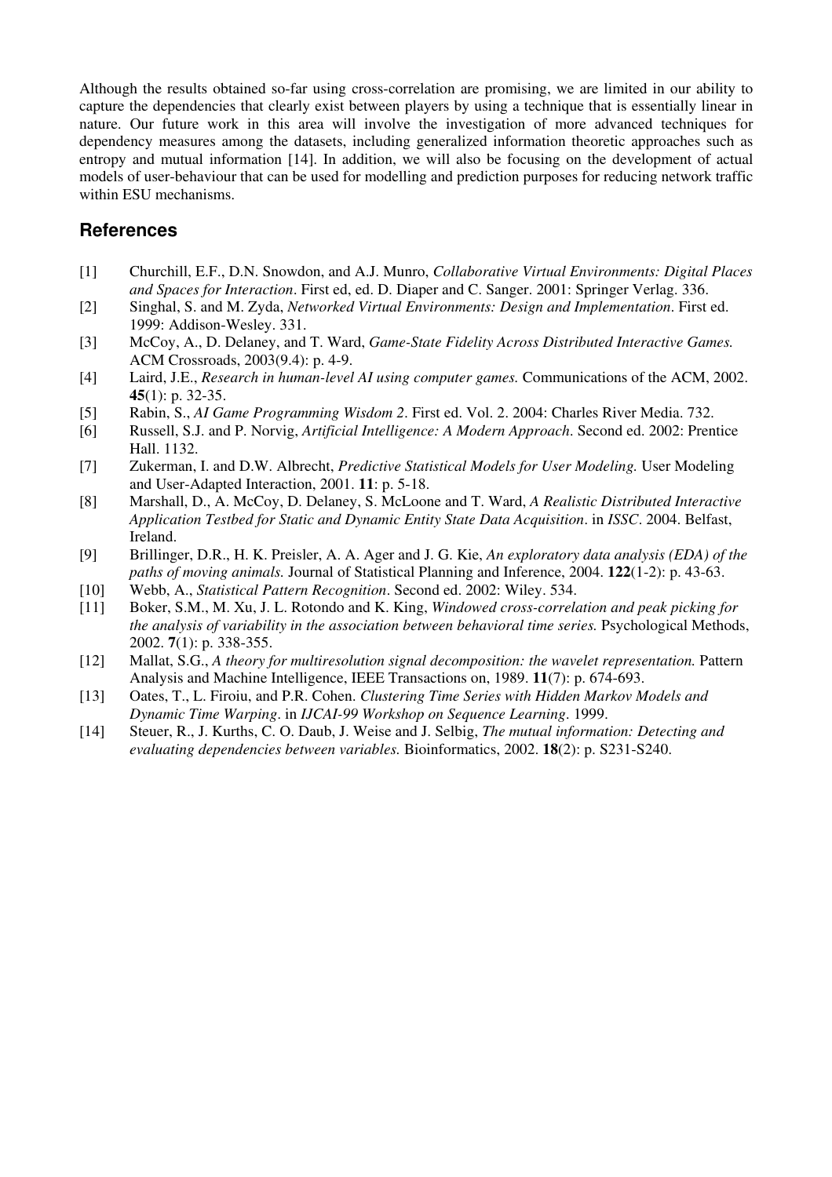Although the results obtained so-far using cross-correlation are promising, we are limited in our ability to capture the dependencies that clearly exist between players by using a technique that is essentially linear in nature. Our future work in this area will involve the investigation of more advanced techniques for dependency measures among the datasets, including generalized information theoretic approaches such as entropy and mutual information [14]. In addition, we will also be focusing on the development of actual models of user-behaviour that can be used for modelling and prediction purposes for reducing network traffic within ESU mechanisms.

## References

[1] Churchill, E.F., D.N. Snowdon, and A.J. Munro, *Collaborative Virtual Environments: Digital Places and Spaces for Interaction*. First ed, ed. D. Diaper and C. Sanger. 2001: Springer Verlag. 336.

[2] Singhal, S. and M. Zyda, *Networked Virtual Environments: Design and Implementation*. First ed. 1999: Addison-Wesley. 331.

[3] McCoy, A., D. Delaney, and T. Ward, *Game-State Fidelity Across Distributed Interactive Games.* ACM Crossroads, 2003(9.4): p. 4-9.

[4] Laird, J.E., *Research in human-level AI using computer games.* Communications of the ACM, 2002. **45**(1): p. 32-35.

[5] Rabin, S., *AI Game Programming Wisdom 2*. First ed. Vol. 2. 2004: Charles River Media. 732.

[6] Russell, S.J. and P. Norvig, *Artificial Intelligence: A Modern Approach*. Second ed. 2002: Prentice Hall. 1132.

[7] Zukerman, I. and D.W. Albrecht, *Predictive Statistical Models for User Modeling.* User Modeling and User-Adapted Interaction, 2001. **11**: p. 5-18.

[8] Marshall, D., A. McCoy, D. Delaney, S. McLoone and T. Ward, *A Realistic Distributed Interactive Application Testbed for Static and Dynamic Entity State Data Acquisition*. in *ISSC*. 2004. Belfast, Ireland.

[9] Brillinger, D.R., H. K. Preisler, A. A. Ager and J. G. Kie, *An exploratory data analysis (EDA) of the paths of moving animals.* Journal of Statistical Planning and Inference, 2004. **122**(1-2): p. 43-63.

[10] Webb, A., *Statistical Pattern Recognition*. Second ed. 2002: Wiley. 534.

[11] Boker, S.M., M. Xu, J. L. Rotondo and K. King, *Windowed cross-correlation and peak picking for the analysis of variability in the association between behavioral time series.* Psychological Methods, 2002. **7**(1): p. 338-355.

[12] Mallat, S.G., *A theory for multiresolution signal decomposition: the wavelet representation.* Pattern Analysis and Machine Intelligence, IEEE Transactions on, 1989. **11**(7): p. 674-693.

[13] Oates, T., L. Firoiu, and P.R. Cohen. *Clustering Time Series with Hidden Markov Models and Dynamic Time Warping*. in *IJCAI-99 Workshop on Sequence Learning*. 1999.

[14] Steuer, R., J. Kurths, C. O. Daub, J. Weise and J. Selbig, *The mutual information: Detecting and evaluating dependencies between variables.* Bioinformatics, 2002. **18**(2): p. S231-S240.